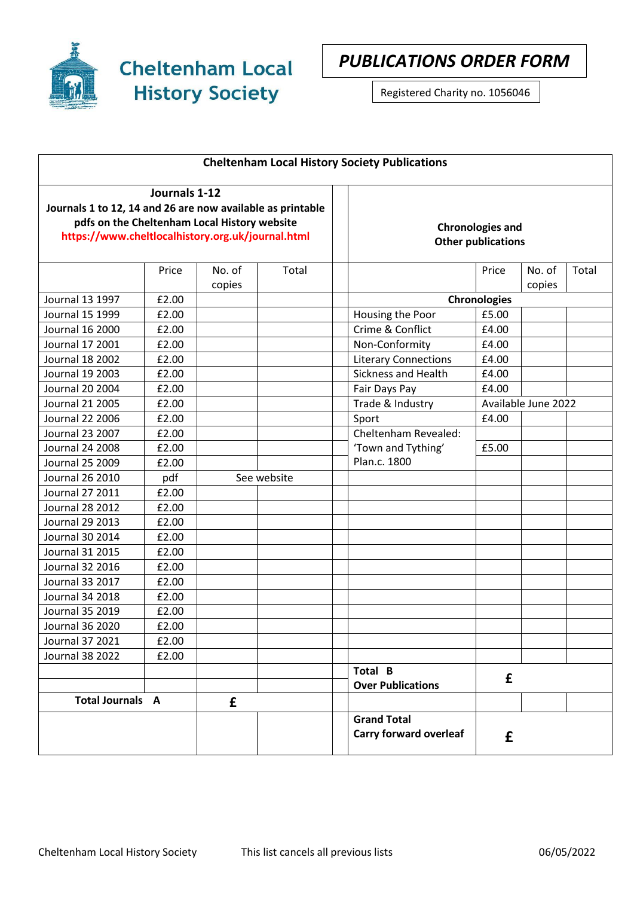# Cheltenham Local History Society

## *PUBLICATIONS ORDER FORM*

Registered Charity no. 1056046

| **Cheltenham Local History Society Publications** | | | | | | | | |
|---|---|---|---|---|---|---|---|---|
| **Journals 1-12**<br>**Journals 1 to 12, 14 and 26 are now available as printable pdfs on the Cheltenham Local History website**<br>**https://www.cheltlocalhistory.org.uk/journal.html** | | | | | **Chronologies and Other publications** | | | |
| | Price | No. of copies | Total | | | Price | No. of copies | Total |
| Journal 13 1997 | £2.00 | | | | **Chronologies** | | | |
| Journal 15 1999 | £2.00 | | | | Housing the Poor | £5.00 | | |
| Journal 16 2000 | £2.00 | | | | Crime & Conflict | £4.00 | | |
| Journal 17 2001 | £2.00 | | | | Non-Conformity | £4.00 | | |
| Journal 18 2002 | £2.00 | | | | Literary Connections | £4.00 | | |
| Journal 19 2003 | £2.00 | | | | Sickness and Health | £4.00 | | |
| Journal 20 2004 | £2.00 | | | | Fair Days Pay | £4.00 | | |
| Journal 21 2005 | £2.00 | | | | Trade & Industry | Available June 2022 | | |
| Journal 22 2006 | £2.00 | | | | Sport | £4.00 | | |
| Journal 23 2007 | £2.00 | | | | Cheltenham Revealed: | | | |
| Journal 24 2008 | £2.00 | | | | 'Town and Tything' | £5.00 | | |
| Journal 25 2009 | £2.00 | | | | Plan.c. 1800 | | | |
| Journal 26 2010 | pdf | See website | | | | | | |
| Journal 27 2011 | £2.00 | | | | | | | |
| Journal 28 2012 | £2.00 | | | | | | | |
| Journal 29 2013 | £2.00 | | | | | | | |
| Journal 30 2014 | £2.00 | | | | | | | |
| Journal 31 2015 | £2.00 | | | | | | | |
| Journal 32 2016 | £2.00 | | | | | | | |
| Journal 33 2017 | £2.00 | | | | | | | |
| Journal 34 2018 | £2.00 | | | | | | | |
| Journal 35 2019 | £2.00 | | | | | | | |
| Journal 36 2020 | £2.00 | | | | | | | |
| Journal 37 2021 | £2.00 | | | | | | | |
| Journal 38 2022 | £2.00 | | | | | | | |
| | | | | | **Total B**<br>**Over Publications** | **£** | | |
| **Total Journals A** | | **£** | | | | | | |
| | | | | | **Grand Total**<br>**Carry forward overleaf** | **£** | | |

Cheltenham Local History Society    This list cancels all previous lists    06/05/2022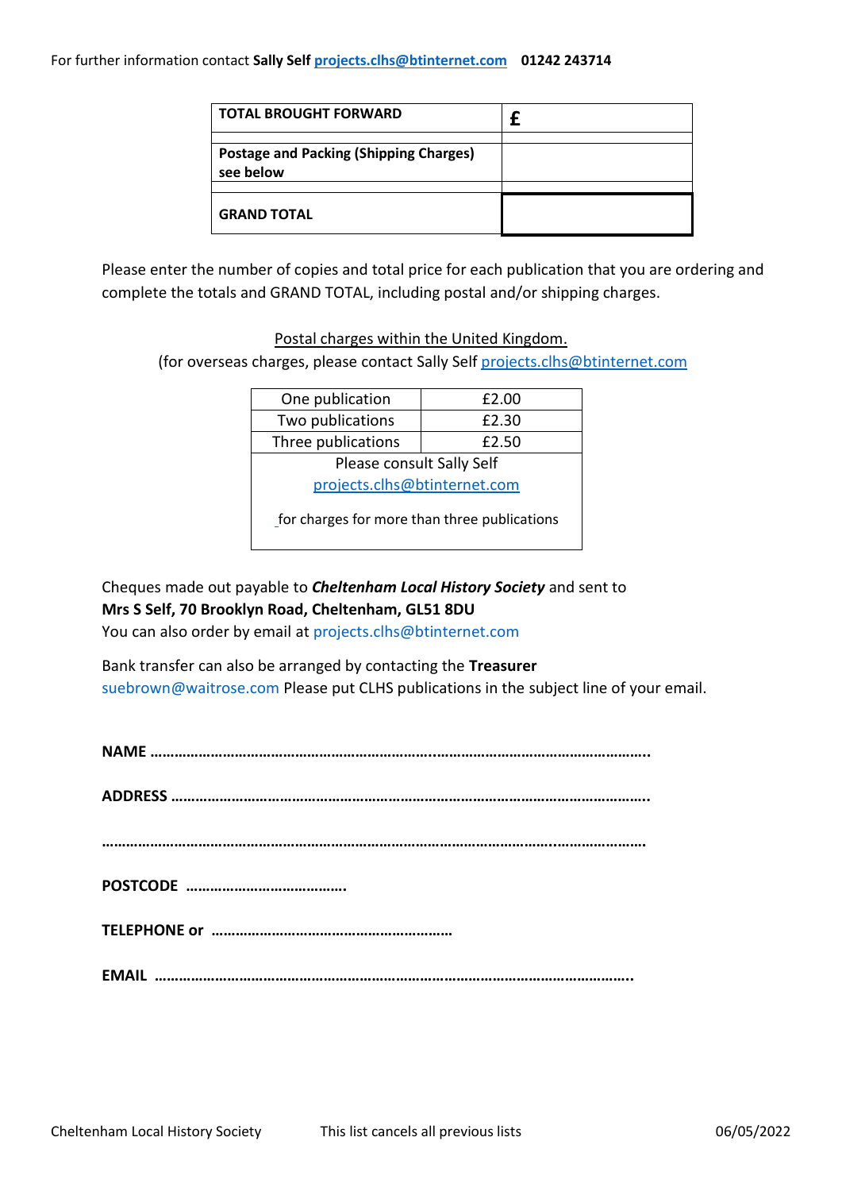For further information contact **Sally Self** projects.clhs@btinternet.com **01242 243714**

| | |
|---|---|
| **TOTAL BROUGHT FORWARD** | **£** |
| **Postage and Packing (Shipping Charges) see below** | |
| **GRAND TOTAL** | |

Please enter the number of copies and total price for each publication that you are ordering and complete the totals and GRAND TOTAL, including postal and/or shipping charges.

Postal charges within the United Kingdom.
(for overseas charges, please contact Sally Self projects.clhs@btinternet.com

| | |
|---|---|
| One publication | £2.00 |
| Two publications | £2.30 |
| Three publications | £2.50 |
| Please consult Sally Self projects.clhs@btinternet.com for charges for more than three publications | |

Cheques made out payable to ***Cheltenham Local History Society*** and sent to
**Mrs S Self, 70 Brooklyn Road, Cheltenham, GL51 8DU**
You can also order by email at projects.clhs@btinternet.com

Bank transfer can also be arranged by contacting the **Treasurer**
suebrown@waitrose.com Please put CLHS publications in the subject line of your email.

**NAME** ……………………………………………………………………………………………………………..

**ADDRESS** ………………………………………………………………………………………………………..

……………………………………………………………………………………………………………………

**POSTCODE** ………………………………….

**TELEPHONE or** ……………………………………………………

**EMAIL** ………………………………………………………………………………………………………..

Cheltenham Local History Society This list cancels all previous lists 06/05/2022